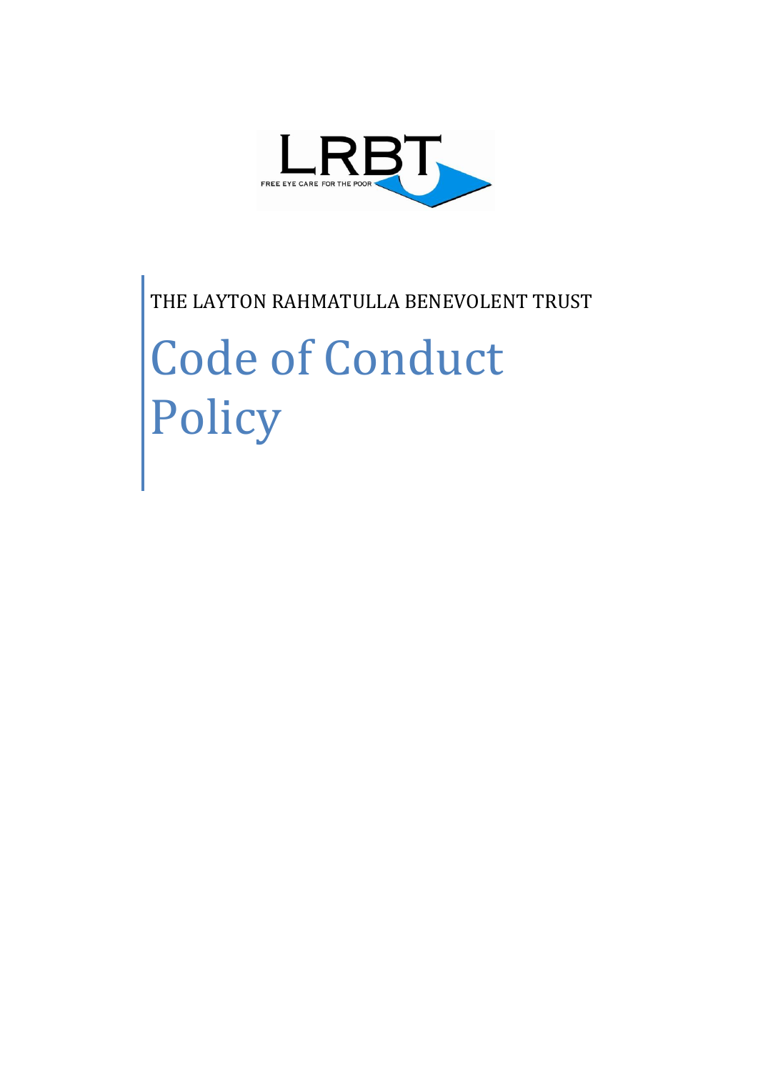LRBT

FREE EYE CARE FOR THE POOR

THE LAYTON RAHMATULLA BENEVOLENT TRUST

# Code of Conduct Policy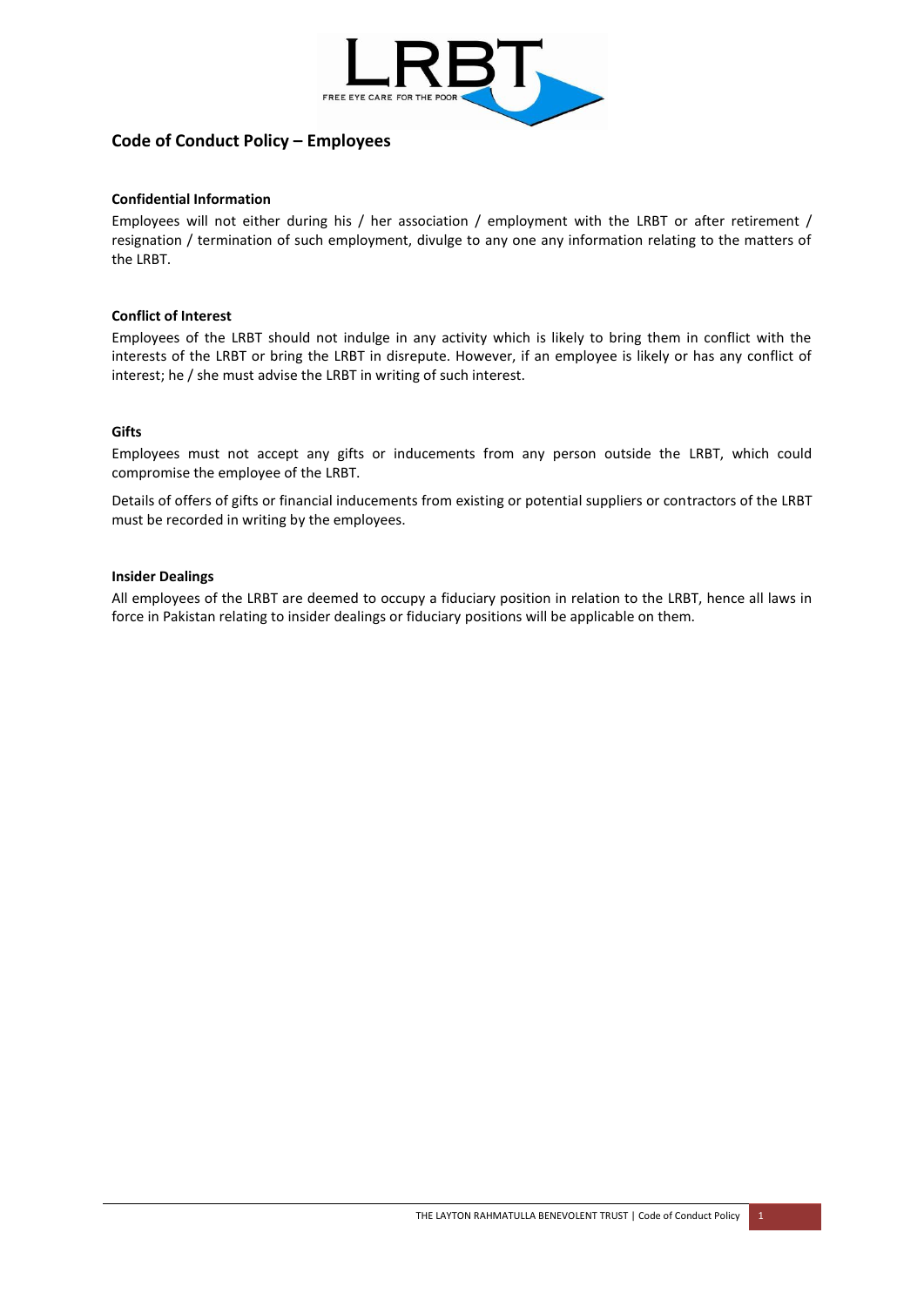## Code of Conduct Policy – Employees

### Confidential Information

Employees will not either during his / her association / employment with the LRBT or after retirement / resignation / termination of such employment, divulge to any one any information relating to the matters of the LRBT.

### Conflict of Interest

Employees of the LRBT should not indulge in any activity which is likely to bring them in conflict with the interests of the LRBT or bring the LRBT in disrepute. However, if an employee is likely or has any conflict of interest; he / she must advise the LRBT in writing of such interest.

### Gifts

Employees must not accept any gifts or inducements from any person outside the LRBT, which could compromise the employee of the LRBT.

Details of offers of gifts or financial inducements from existing or potential suppliers or contractors of the LRBT must be recorded in writing by the employees.

### Insider Dealings

All employees of the LRBT are deemed to occupy a fiduciary position in relation to the LRBT, hence all laws in force in Pakistan relating to insider dealings or fiduciary positions will be applicable on them.